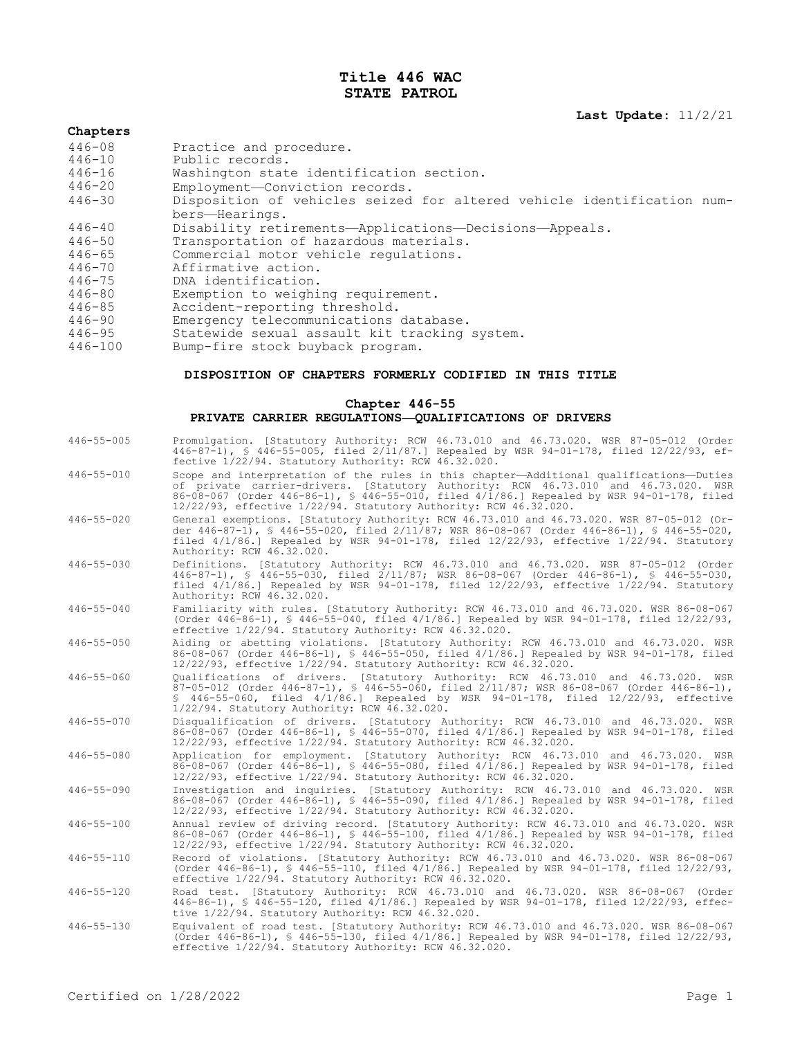# Title 446 WAC
# STATE PATROL

**Last Update:** 11/2/21

**Chapters**

| | |
|---|---|
| 446-08 | Practice and procedure. |
| 446-10 | Public records. |
| 446-16 | Washington state identification section. |
| 446-20 | Employment—Conviction records. |
| 446-30 | Disposition of vehicles seized for altered vehicle identification numbers—Hearings. |
| 446-40 | Disability retirements—Applications—Decisions—Appeals. |
| 446-50 | Transportation of hazardous materials. |
| 446-65 | Commercial motor vehicle regulations. |
| 446-70 | Affirmative action. |
| 446-75 | DNA identification. |
| 446-80 | Exemption to weighing requirement. |
| 446-85 | Accident-reporting threshold. |
| 446-90 | Emergency telecommunications database. |
| 446-95 | Statewide sexual assault kit tracking system. |
| 446-100 | Bump-fire stock buyback program. |

## DISPOSITION OF CHAPTERS FORMERLY CODIFIED IN THIS TITLE

### Chapter 446-55
### PRIVATE CARRIER REGULATIONS—QUALIFICATIONS OF DRIVERS

| | |
|---|---|
| 446-55-005 | Promulgation. [Statutory Authority: RCW 46.73.010 and 46.73.020. WSR 87-05-012 (Order 446-87-1), § 446-55-005, filed 2/11/87.] Repealed by WSR 94-01-178, filed 12/22/93, effective 1/22/94. Statutory Authority: RCW 46.32.020. |
| 446-55-010 | Scope and interpretation of the rules in this chapter—Additional qualifications—Duties of private carrier-drivers. [Statutory Authority: RCW 46.73.010 and 46.73.020. WSR 86-08-067 (Order 446-86-1), § 446-55-010, filed 4/1/86.] Repealed by WSR 94-01-178, filed 12/22/93, effective 1/22/94. Statutory Authority: RCW 46.32.020. |
| 446-55-020 | General exemptions. [Statutory Authority: RCW 46.73.010 and 46.73.020. WSR 87-05-012 (Order 446-87-1), § 446-55-020, filed 2/11/87; WSR 86-08-067 (Order 446-86-1), § 446-55-020, filed 4/1/86.] Repealed by WSR 94-01-178, filed 12/22/93, effective 1/22/94. Statutory Authority: RCW 46.32.020. |
| 446-55-030 | Definitions. [Statutory Authority: RCW 46.73.010 and 46.73.020. WSR 87-05-012 (Order 446-87-1), § 446-55-030, filed 2/11/87; WSR 86-08-067 (Order 446-86-1), § 446-55-030, filed 4/1/86.] Repealed by WSR 94-01-178, filed 12/22/93, effective 1/22/94. Statutory Authority: RCW 46.32.020. |
| 446-55-040 | Familiarity with rules. [Statutory Authority: RCW 46.73.010 and 46.73.020. WSR 86-08-067 (Order 446-86-1), § 446-55-040, filed 4/1/86.] Repealed by WSR 94-01-178, filed 12/22/93, effective 1/22/94. Statutory Authority: RCW 46.32.020. |
| 446-55-050 | Aiding or abetting violations. [Statutory Authority: RCW 46.73.010 and 46.73.020. WSR 86-08-067 (Order 446-86-1), § 446-55-050, filed 4/1/86.] Repealed by WSR 94-01-178, filed 12/22/93, effective 1/22/94. Statutory Authority: RCW 46.32.020. |
| 446-55-060 | Qualifications of drivers. [Statutory Authority: RCW 46.73.010 and 46.73.020. WSR 87-05-012 (Order 446-87-1), § 446-55-060, filed 2/11/87; WSR 86-08-067 (Order 446-86-1), § 446-55-060, filed 4/1/86.] Repealed by WSR 94-01-178, filed 12/22/93, effective 1/22/94. Statutory Authority: RCW 46.32.020. |
| 446-55-070 | Disqualification of drivers. [Statutory Authority: RCW 46.73.010 and 46.73.020. WSR 86-08-067 (Order 446-86-1), § 446-55-070, filed 4/1/86.] Repealed by WSR 94-01-178, filed 12/22/93, effective 1/22/94. Statutory Authority: RCW 46.32.020. |
| 446-55-080 | Application for employment. [Statutory Authority: RCW 46.73.010 and 46.73.020. WSR 86-08-067 (Order 446-86-1), § 446-55-080, filed 4/1/86.] Repealed by WSR 94-01-178, filed 12/22/93, effective 1/22/94. Statutory Authority: RCW 46.32.020. |
| 446-55-090 | Investigation and inquiries. [Statutory Authority: RCW 46.73.010 and 46.73.020. WSR 86-08-067 (Order 446-86-1), § 446-55-090, filed 4/1/86.] Repealed by WSR 94-01-178, filed 12/22/93, effective 1/22/94. Statutory Authority: RCW 46.32.020. |
| 446-55-100 | Annual review of driving record. [Statutory Authority: RCW 46.73.010 and 46.73.020. WSR 86-08-067 (Order 446-86-1), § 446-55-100, filed 4/1/86.] Repealed by WSR 94-01-178, filed 12/22/93, effective 1/22/94. Statutory Authority: RCW 46.32.020. |
| 446-55-110 | Record of violations. [Statutory Authority: RCW 46.73.010 and 46.73.020. WSR 86-08-067 (Order 446-86-1), § 446-55-110, filed 4/1/86.] Repealed by WSR 94-01-178, filed 12/22/93, effective 1/22/94. Statutory Authority: RCW 46.32.020. |
| 446-55-120 | Road test. [Statutory Authority: RCW 46.73.010 and 46.73.020. WSR 86-08-067 (Order 446-86-1), § 446-55-120, filed 4/1/86.] Repealed by WSR 94-01-178, filed 12/22/93, effective 1/22/94. Statutory Authority: RCW 46.32.020. |
| 446-55-130 | Equivalent of road test. [Statutory Authority: RCW 46.73.010 and 46.73.020. WSR 86-08-067 (Order 446-86-1), § 446-55-130, filed 4/1/86.] Repealed by WSR 94-01-178, filed 12/22/93, effective 1/22/94. Statutory Authority: RCW 46.32.020. |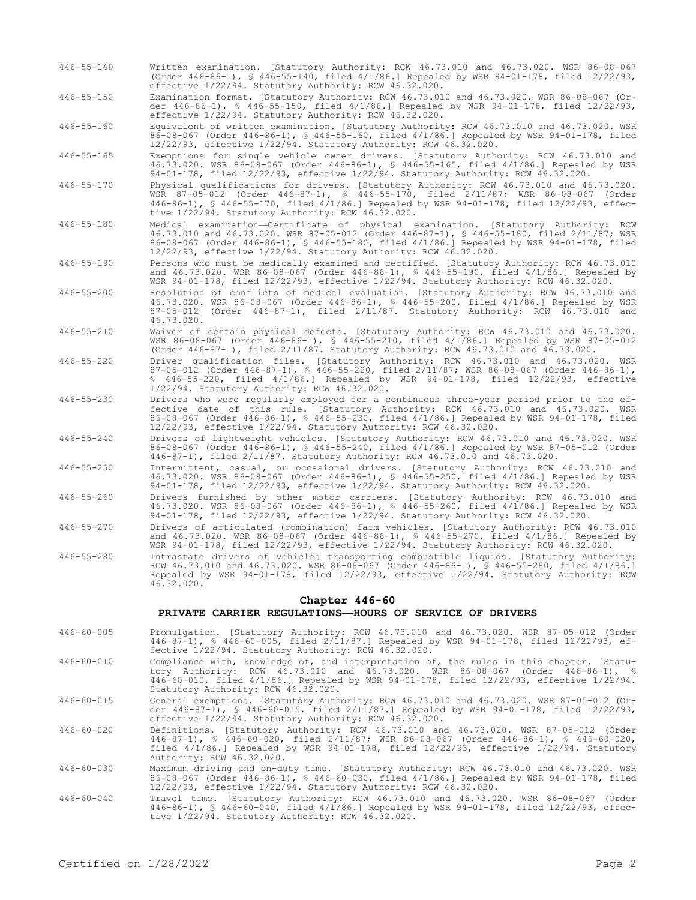446-55-140 Written examination. [Statutory Authority: RCW 46.73.010 and 46.73.020. WSR 86-08-067 (Order 446-86-1), § 446-55-140, filed 4/1/86.] Repealed by WSR 94-01-178, filed 12/22/93, effective 1/22/94. Statutory Authority: RCW 46.32.020.

446-55-150 Examination format. [Statutory Authority: RCW 46.73.010 and 46.73.020. WSR 86-08-067 (Order 446-86-1), § 446-55-150, filed 4/1/86.] Repealed by WSR 94-01-178, filed 12/22/93, effective 1/22/94. Statutory Authority: RCW 46.32.020.

446-55-160 Equivalent of written examination. [Statutory Authority: RCW 46.73.010 and 46.73.020. WSR 86-08-067 (Order 446-86-1), § 446-55-160, filed 4/1/86.] Repealed by WSR 94-01-178, filed 12/22/93, effective 1/22/94. Statutory Authority: RCW 46.32.020.

446-55-165 Exemptions for single vehicle owner drivers. [Statutory Authority: RCW 46.73.010 and 46.73.020. WSR 86-08-067 (Order 446-86-1), § 446-55-165, filed 4/1/86.] Repealed by WSR 94-01-178, filed 12/22/93, effective 1/22/94. Statutory Authority: RCW 46.32.020.

446-55-170 Physical qualifications for drivers. [Statutory Authority: RCW 46.73.010 and 46.73.020. WSR 87-05-012 (Order 446-87-1), § 446-55-170, filed 2/11/87; WSR 86-08-067 (Order 446-86-1), § 446-55-170, filed 4/1/86.] Repealed by WSR 94-01-178, filed 12/22/93, effective 1/22/94. Statutory Authority: RCW 46.32.020.

446-55-180 Medical examination—Certificate of physical examination. [Statutory Authority: RCW 46.73.010 and 46.73.020. WSR 87-05-012 (Order 446-87-1), § 446-55-180, filed 2/11/87; WSR 86-08-067 (Order 446-86-1), § 446-55-180, filed 4/1/86.] Repealed by WSR 94-01-178, filed 12/22/93, effective 1/22/94. Statutory Authority: RCW 46.32.020.

446-55-190 Persons who must be medically examined and certified. [Statutory Authority: RCW 46.73.010 and 46.73.020. WSR 86-08-067 (Order 446-86-1), § 446-55-190, filed 4/1/86.] Repealed by WSR 94-01-178, filed 12/22/93, effective 1/22/94. Statutory Authority: RCW 46.32.020.

446-55-200 Resolution of conflicts of medical evaluation. [Statutory Authority: RCW 46.73.010 and 46.73.020. WSR 86-08-067 (Order 446-86-1), § 446-55-200, filed 4/1/86.] Repealed by WSR 87-05-012 (Order 446-87-1), filed 2/11/87. Statutory Authority: RCW 46.73.010 and 46.73.020.

446-55-210 Waiver of certain physical defects. [Statutory Authority: RCW 46.73.010 and 46.73.020. WSR 86-08-067 (Order 446-86-1), § 446-55-210, filed 4/1/86.] Repealed by WSR 87-05-012 (Order 446-87-1), filed 2/11/87. Statutory Authority: RCW 46.73.010 and 46.73.020.

446-55-220 Driver qualification files. [Statutory Authority: RCW 46.73.010 and 46.73.020. WSR 87-05-012 (Order 446-87-1), § 446-55-220, filed 2/11/87; WSR 86-08-067 (Order 446-86-1), § 446-55-220, filed 4/1/86.] Repealed by WSR 94-01-178, filed 12/22/93, effective 1/22/94. Statutory Authority: RCW 46.32.020.

446-55-230 Drivers who were regularly employed for a continuous three-year period prior to the effective date of this rule. [Statutory Authority: RCW 46.73.010 and 46.73.020. WSR 86-08-067 (Order 446-86-1), § 446-55-230, filed 4/1/86.] Repealed by WSR 94-01-178, filed 12/22/93, effective 1/22/94. Statutory Authority: RCW 46.32.020.

446-55-240 Drivers of lightweight vehicles. [Statutory Authority: RCW 46.73.010 and 46.73.020. WSR 86-08-067 (Order 446-86-1), § 446-55-240, filed 4/1/86.] Repealed by WSR 87-05-012 (Order 446-87-1), filed 2/11/87. Statutory Authority: RCW 46.73.010 and 46.73.020.

446-55-250 Intermittent, casual, or occasional drivers. [Statutory Authority: RCW 46.73.010 and 46.73.020. WSR 86-08-067 (Order 446-86-1), § 446-55-250, filed 4/1/86.] Repealed by WSR 94-01-178, filed 12/22/93, effective 1/22/94. Statutory Authority: RCW 46.32.020.

446-55-260 Drivers furnished by other motor carriers. [Statutory Authority: RCW 46.73.010 and 46.73.020. WSR 86-08-067 (Order 446-86-1), § 446-55-260, filed 4/1/86.] Repealed by WSR 94-01-178, filed 12/22/93, effective 1/22/94. Statutory Authority: RCW 46.32.020.

446-55-270 Drivers of articulated (combination) farm vehicles. [Statutory Authority: RCW 46.73.010 and 46.73.020. WSR 86-08-067 (Order 446-86-1), § 446-55-270, filed 4/1/86.] Repealed by WSR 94-01-178, filed 12/22/93, effective 1/22/94. Statutory Authority: RCW 46.32.020.

446-55-280 Intrastate drivers of vehicles transporting combustible liquids. [Statutory Authority: RCW 46.73.010 and 46.73.020. WSR 86-08-067 (Order 446-86-1), § 446-55-280, filed 4/1/86.] Repealed by WSR 94-01-178, filed 12/22/93, effective 1/22/94. Statutory Authority: RCW 46.32.020.

## Chapter 446-60

### PRIVATE CARRIER REGULATIONS—HOURS OF SERVICE OF DRIVERS

446-60-005 Promulgation. [Statutory Authority: RCW 46.73.010 and 46.73.020. WSR 87-05-012 (Order 446-87-1), § 446-60-005, filed 2/11/87.] Repealed by WSR 94-01-178, filed 12/22/93, effective 1/22/94. Statutory Authority: RCW 46.32.020.

446-60-010 Compliance with, knowledge of, and interpretation of, the rules in this chapter. [Statutory Authority: RCW 46.73.010 and 46.73.020. WSR 86-08-067 (Order 446-86-1), § 446-60-010, filed 4/1/86.] Repealed by WSR 94-01-178, filed 12/22/93, effective 1/22/94. Statutory Authority: RCW 46.32.020.

446-60-015 General exemptions. [Statutory Authority: RCW 46.73.010 and 46.73.020. WSR 87-05-012 (Order 446-87-1), § 446-60-015, filed 2/11/87.] Repealed by WSR 94-01-178, filed 12/22/93, effective 1/22/94. Statutory Authority: RCW 46.32.020.

446-60-020 Definitions. [Statutory Authority: RCW 46.73.010 and 46.73.020. WSR 87-05-012 (Order 446-87-1), § 446-60-020, filed 2/11/87; WSR 86-08-067 (Order 446-86-1), § 446-60-020, filed 4/1/86.] Repealed by WSR 94-01-178, filed 12/22/93, effective 1/22/94. Statutory Authority: RCW 46.32.020.

446-60-030 Maximum driving and on-duty time. [Statutory Authority: RCW 46.73.010 and 46.73.020. WSR 86-08-067 (Order 446-86-1), § 446-60-030, filed 4/1/86.] Repealed by WSR 94-01-178, filed 12/22/93, effective 1/22/94. Statutory Authority: RCW 46.32.020.

446-60-040 Travel time. [Statutory Authority: RCW 46.73.010 and 46.73.020. WSR 86-08-067 (Order 446-86-1), § 446-60-040, filed 4/1/86.] Repealed by WSR 94-01-178, filed 12/22/93, effective 1/22/94. Statutory Authority: RCW 46.32.020.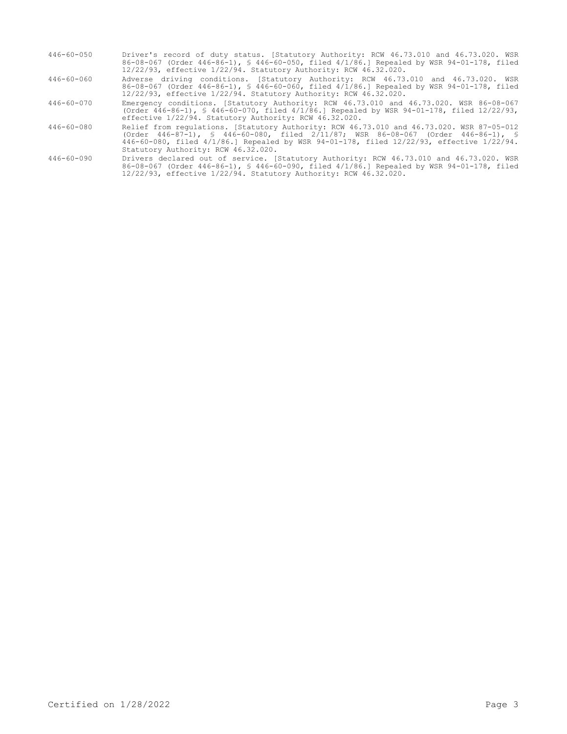| | |
|---|---|
| 446-60-050 | Driver's record of duty status. [Statutory Authority: RCW 46.73.010 and 46.73.020. WSR 86-08-067 (Order 446-86-1), § 446-60-050, filed 4/1/86.] Repealed by WSR 94-01-178, filed 12/22/93, effective 1/22/94. Statutory Authority: RCW 46.32.020. |
| 446-60-060 | Adverse driving conditions. [Statutory Authority: RCW 46.73.010 and 46.73.020. WSR 86-08-067 (Order 446-86-1), § 446-60-060, filed 4/1/86.] Repealed by WSR 94-01-178, filed 12/22/93, effective 1/22/94. Statutory Authority: RCW 46.32.020. |
| 446-60-070 | Emergency conditions. [Statutory Authority: RCW 46.73.010 and 46.73.020. WSR 86-08-067 (Order 446-86-1), § 446-60-070, filed 4/1/86.] Repealed by WSR 94-01-178, filed 12/22/93, effective 1/22/94. Statutory Authority: RCW 46.32.020. |
| 446-60-080 | Relief from regulations. [Statutory Authority: RCW 46.73.010 and 46.73.020. WSR 87-05-012 (Order 446-87-1), § 446-60-080, filed 2/11/87; WSR 86-08-067 (Order 446-86-1), § 446-60-080, filed 4/1/86.] Repealed by WSR 94-01-178, filed 12/22/93, effective 1/22/94. Statutory Authority: RCW 46.32.020. |
| 446-60-090 | Drivers declared out of service. [Statutory Authority: RCW 46.73.010 and 46.73.020. WSR 86-08-067 (Order 446-86-1), § 446-60-090, filed 4/1/86.] Repealed by WSR 94-01-178, filed 12/22/93, effective 1/22/94. Statutory Authority: RCW 46.32.020. |

Certified on 1/28/2022